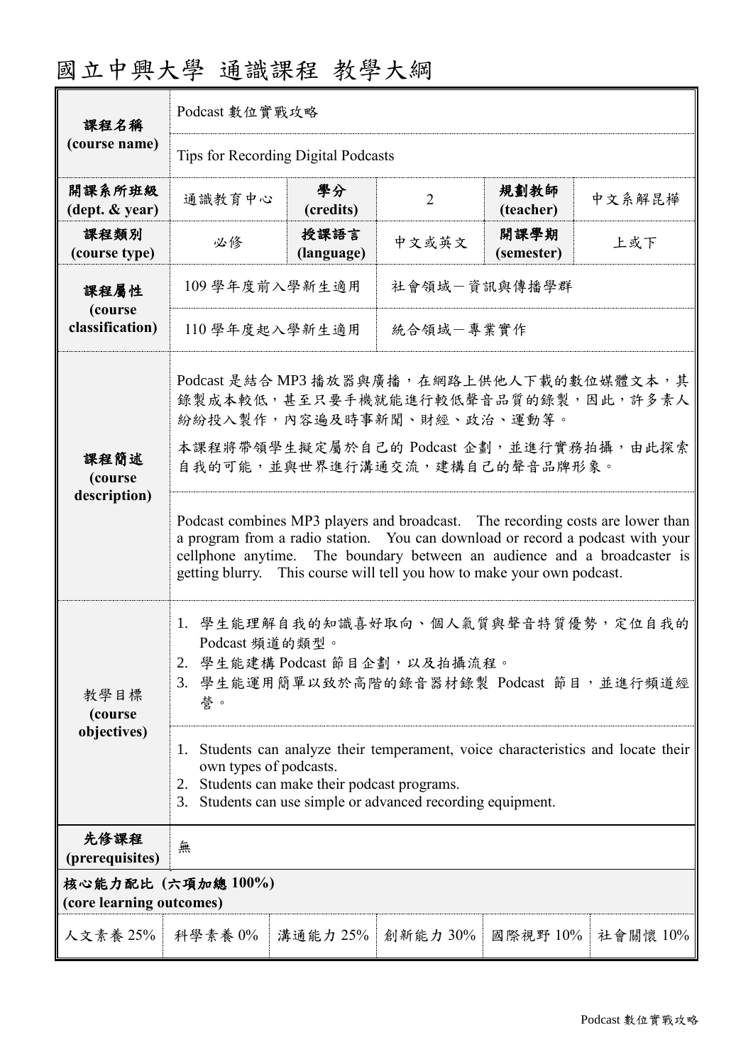# 國立中興大學 通識課程 教學大綱

| 課程名稱 (course name) | Podcast 數位實戰攻略 | | | | |
|---|---|---|---|---|---|
| | Tips for Recording Digital Podcasts | | | | |
| 開課系所班級 (dept. & year) | 通識教育中心 | 學分 (credits) | 2 | 規劃教師 (teacher) | 中文系解昆樺 |
| 課程類別 (course type) | 必修 | 授課語言 (language) | 中文或英文 | 開課學期 (semester) | 上或下 |
| 課程屬性 (course classification) | 109 學年度前入學新生適用 | | 社會領域－資訊與傳播學群 | | |
| | 110 學年度起入學新生適用 | | 統合領域－專業實作 | | |
| 課程簡述 (course description) | Podcast 是結合 MP3 播放器與廣播，在網路上供他人下載的數位媒體文本，其錄製成本較低，甚至只要手機就能進行較低聲音品質的錄製，因此，許多素人紛紛投入製作，內容遍及時事新聞、財經、政治、運動等。<br>本課程將帶領學生擬定屬於自己的 Podcast 企劃，並進行實務拍攝，由此探索自我的可能，並與世界進行溝通交流，建構自己的聲音品牌形象。 | | | | |
| | Podcast combines MP3 players and broadcast. The recording costs are lower than a program from a radio station. You can download or record a podcast with your cellphone anytime. The boundary between an audience and a broadcaster is getting blurry. This course will tell you how to make your own podcast. | | | | |
| 教學目標 (course objectives) | 1. 學生能理解自我的知識喜好取向、個人氣質與聲音特質優勢，定位自我的 Podcast 頻道的類型。<br>2. 學生能建構 Podcast 節目企劃，以及拍攝流程。<br>3. 學生能運用簡單以致於高階的錄音器材錄製 Podcast 節目，並進行頻道經營。 | | | | |
| | 1. Students can analyze their temperament, voice characteristics and locate their own types of podcasts.<br>2. Students can make their podcast programs.<br>3. Students can use simple or advanced recording equipment. | | | | |
| 先修課程 (prerequisites) | 無 | | | | |
| 核心能力配比 (六項加總 100%) (core learning outcomes) | | | | | |
| 人文素養 25% | 科學素養 0% | 溝通能力 25% | 創新能力 30% | 國際視野 10% | 社會關懷 10% |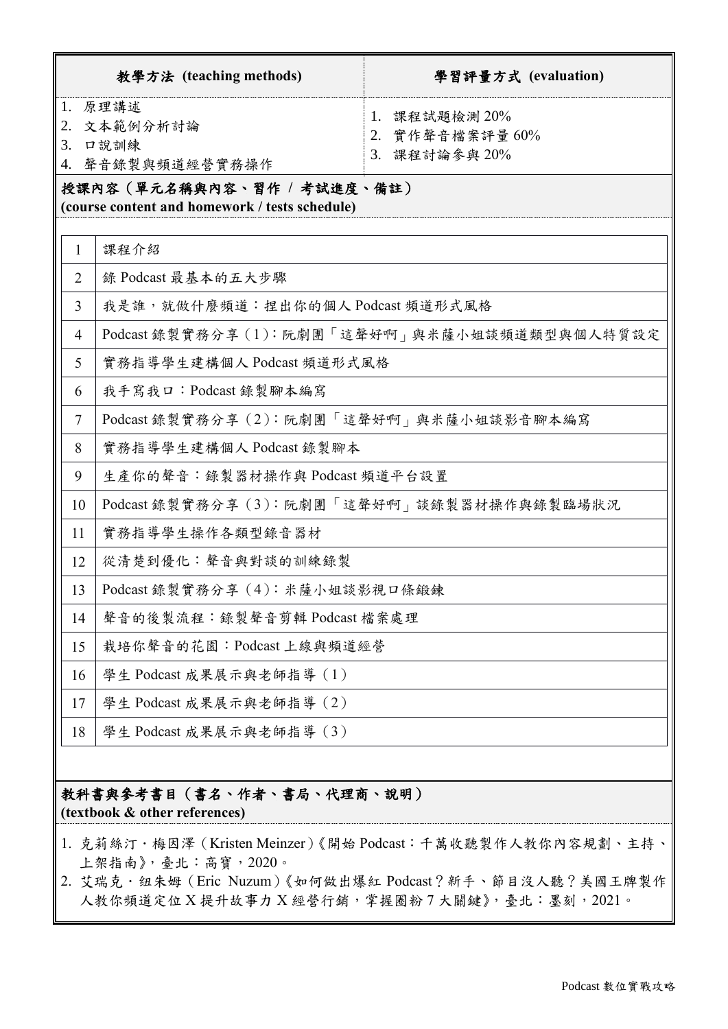| 教學方法 (teaching methods) | 學習評量方式 (evaluation) |
| --- | --- |
| 1. 原理講述<br>2. 文本範例分析討論<br>3. 口說訓練<br>4. 聲音錄製與頻道經營實務操作 | 1. 課程試題檢測 20%<br>2. 實作聲音檔案評量 60%<br>3. 課程討論參與 20% |

**授課內容（單元名稱與內容、習作 / 考試進度、備註）**
**(course content and homework / tests schedule)**

| | |
| --- | --- |
| 1 | 課程介紹 |
| 2 | 錄 Podcast 最基本的五大步驟 |
| 3 | 我是誰，就做什麼頻道：捏出你的個人 Podcast 頻道形式風格 |
| 4 | Podcast 錄製實務分享（1）：阮劇團「這聲好啊」與米薩小姐談頻道類型與個人特質設定 |
| 5 | 實務指導學生建構個人 Podcast 頻道形式風格 |
| 6 | 我手寫我口：Podcast 錄製腳本編寫 |
| 7 | Podcast 錄製實務分享（2）：阮劇團「這聲好啊」與米薩小姐談影音腳本編寫 |
| 8 | 實務指導學生建構個人 Podcast 錄製腳本 |
| 9 | 生產你的聲音：錄製器材操作與 Podcast 頻道平台設置 |
| 10 | Podcast 錄製實務分享（3）：阮劇團「這聲好啊」談錄製器材操作與錄製臨場狀況 |
| 11 | 實務指導學生操作各類型錄音器材 |
| 12 | 從清楚到優化：聲音與對談的訓練錄製 |
| 13 | Podcast 錄製實務分享（4）：米薩小姐談影視口條鍛鍊 |
| 14 | 聲音的後製流程：錄製聲音剪輯 Podcast 檔案處理 |
| 15 | 栽培你聲音的花園：Podcast 上線與頻道經營 |
| 16 | 學生 Podcast 成果展示與老師指導（1） |
| 17 | 學生 Podcast 成果展示與老師指導（2） |
| 18 | 學生 Podcast 成果展示與老師指導（3） |

**教科書與參考書目（書名、作者、書局、代理商、說明）**
**(textbook & other references)**

1. 克莉絲汀・梅因澤（Kristen Meinzer）《開始 Podcast：千萬收聽製作人教你內容規劃、主持、上架指南》，臺北：高寶，2020。
2. 艾瑞克・紐朱姆（Eric Nuzum）《如何做出爆紅 Podcast？新手、節目沒人聽？美國王牌製作人教你頻道定位 X 提升故事力 X 經營行銷，掌握圈粉 7 大關鍵》，臺北：墨刻，2021。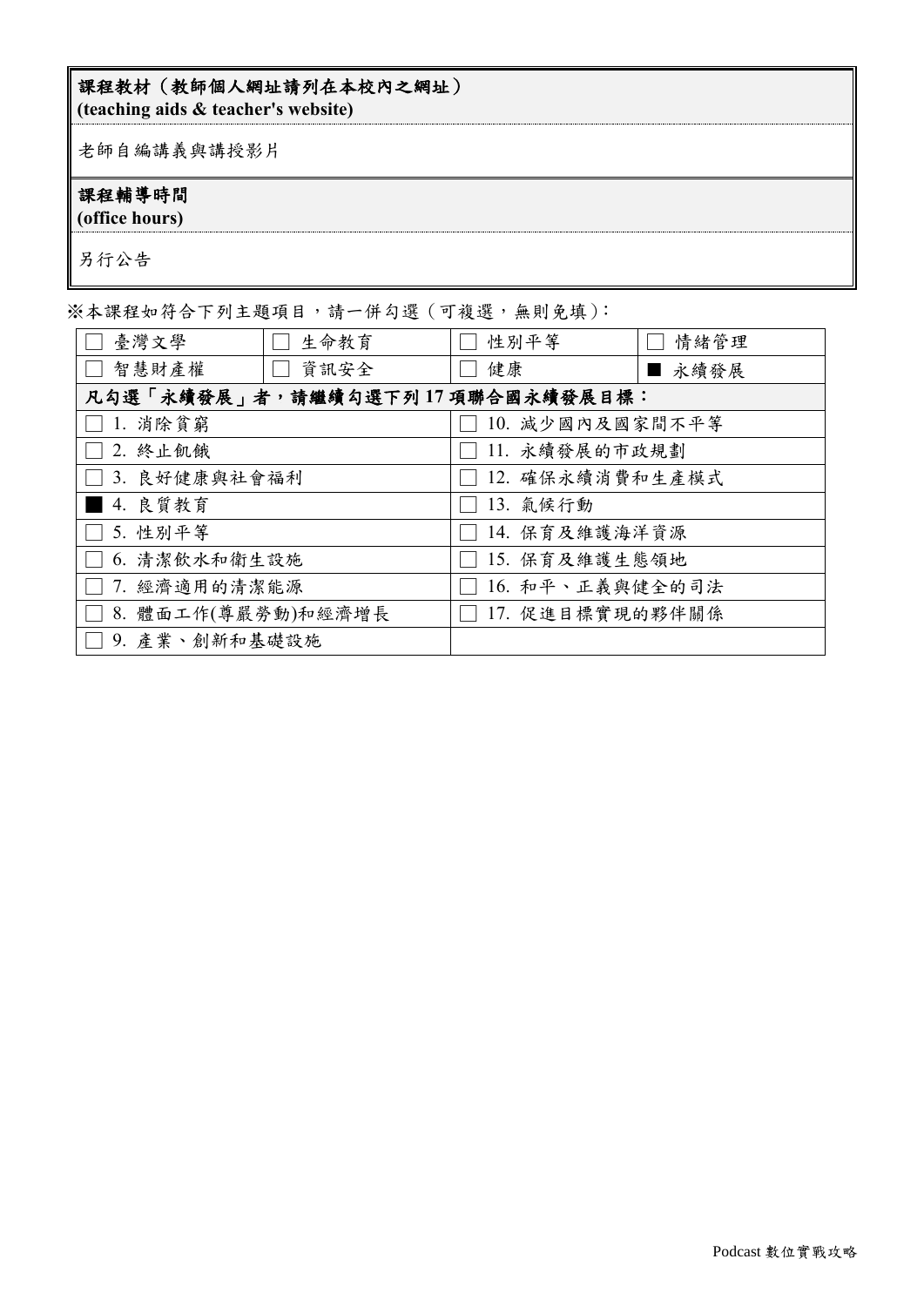**課程教材（教師個人網址請列在本校內之網址）**
**(teaching aids & teacher's website)**

老師自編講義與講授影片

**課程輔導時間**
**(office hours)**

另行公告

※本課程如符合下列主題項目，請一併勾選（可複選，無則免填）:

| | | | |
|---|---|---|---|
| □ 臺灣文學 | □ 生命教育 | □ 性別平等 | □ 情緒管理 |
| □ 智慧財產權 | □ 資訊安全 | □ 健康 | ■ 永續發展 |
| **凡勾選「永續發展」者，請繼續勾選下列 17 項聯合國永續發展目標：** | | | |
| □ 1. 消除貧窮 | | □ 10. 減少國內及國家間不平等 | |
| □ 2. 終止飢餓 | | □ 11. 永續發展的市政規劃 | |
| □ 3. 良好健康與社會福利 | | □ 12. 確保永續消費和生產模式 | |
| ■ 4. 良質教育 | | □ 13. 氣候行動 | |
| □ 5. 性別平等 | | □ 14. 保育及維護海洋資源 | |
| □ 6. 清潔飲水和衛生設施 | | □ 15. 保育及維護生態領地 | |
| □ 7. 經濟適用的清潔能源 | | □ 16. 和平、正義與健全的司法 | |
| □ 8. 體面工作(尊嚴勞動)和經濟增長 | | □ 17. 促進目標實現的夥伴關係 | |
| □ 9. 產業、創新和基礎設施 | | | |